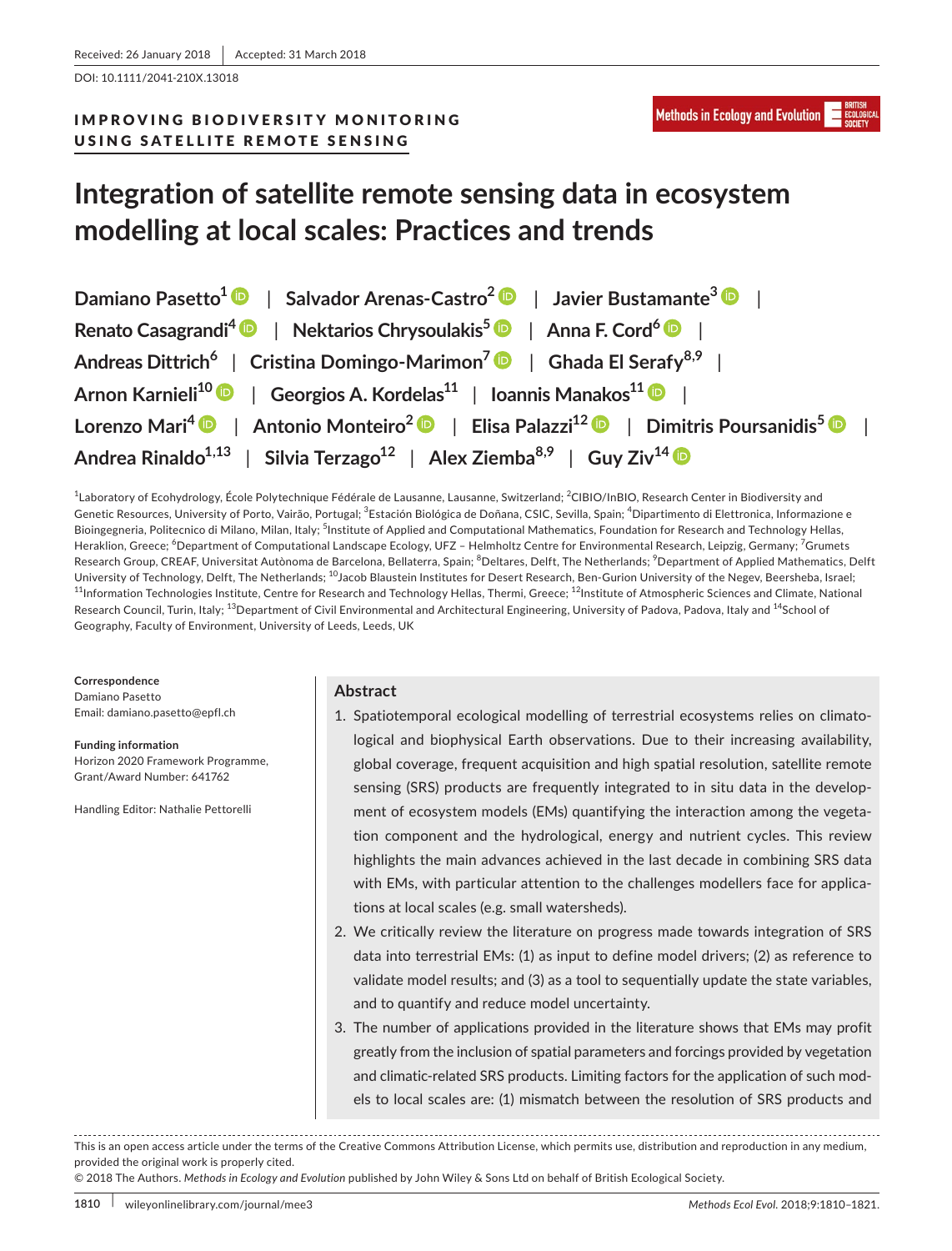Received: 26 January 2018 | Accepted: 31 March 2018

DOI: 10.1111/2041-210X.13018

IMPROVING BIODIVERSITY MONITORING USING SATELLITE REMOTE SENSING

# Integration of satellite remote sensing data in ecosystem modelling at local scales: Practices and trends

Damiano Pasetto[1] | Salvador Arenas-Castro[2] | Javier Bustamante[3] | Renato Casagrandi[4] | Nektarios Chrysoulakis[5] | Anna F. Cord[6] | Andreas Dittrich[6] | Cristina Domingo-Marimon[7] | Ghada El Serafy[8,9] | Arnon Karnieli[10] | Georgios A. Kordelas[11] | Ioannis Manakos[11] | Lorenzo Mari[4] | Antonio Monteiro[2] | Elisa Palazzi[12] | Dimitris Poursanidis[5] | Andrea Rinaldo[1,13] | Silvia Terzago[12] | Alex Ziemba[8,9] | Guy Ziv[14]

[1]Laboratory of Ecohydrology, École Polytechnique Fédérale de Lausanne, Lausanne, Switzerland; [2]CIBIO/InBIO, Research Center in Biodiversity and Genetic Resources, University of Porto, Vairão, Portugal; [3]Estación Biológica de Doñana, CSIC, Sevilla, Spain; [4]Dipartimento di Elettronica, Informazione e Bioingegneria, Politecnico di Milano, Milan, Italy; [5]Institute of Applied and Computational Mathematics, Foundation for Research and Technology Hellas, Heraklion, Greece; [6]Department of Computational Landscape Ecology, UFZ – Helmholtz Centre for Environmental Research, Leipzig, Germany; [7]Grumets Research Group, CREAF, Universitat Autònoma de Barcelona, Bellaterra, Spain; [8]Deltares, Delft, The Netherlands; [9]Department of Applied Mathematics, Delft University of Technology, Delft, The Netherlands; [10]Jacob Blaustein Institutes for Desert Research, Ben-Gurion University of the Negev, Beersheba, Israel; [11]Information Technologies Institute, Centre for Research and Technology Hellas, Thermi, Greece; [12]Institute of Atmospheric Sciences and Climate, National Research Council, Turin, Italy; [13]Department of Civil Environmental and Architectural Engineering, University of Padova, Padova, Italy and [14]School of Geography, Faculty of Environment, University of Leeds, Leeds, UK

**Correspondence**
Damiano Pasetto
Email: damiano.pasetto@epfl.ch

**Funding information**
Horizon 2020 Framework Programme, Grant/Award Number: 641762

Handling Editor: Nathalie Pettorelli

## Abstract

1. Spatiotemporal ecological modelling of terrestrial ecosystems relies on climatological and biophysical Earth observations. Due to their increasing availability, global coverage, frequent acquisition and high spatial resolution, satellite remote sensing (SRS) products are frequently integrated to in situ data in the development of ecosystem models (EMs) quantifying the interaction among the vegetation component and the hydrological, energy and nutrient cycles. This review highlights the main advances achieved in the last decade in combining SRS data with EMs, with particular attention to the challenges modellers face for applications at local scales (e.g. small watersheds).
2. We critically review the literature on progress made towards integration of SRS data into terrestrial EMs: (1) as input to define model drivers; (2) as reference to validate model results; and (3) as a tool to sequentially update the state variables, and to quantify and reduce model uncertainty.
3. The number of applications provided in the literature shows that EMs may profit greatly from the inclusion of spatial parameters and forcings provided by vegetation and climatic-related SRS products. Limiting factors for the application of such models to local scales are: (1) mismatch between the resolution of SRS products and

This is an open access article under the terms of the Creative Commons Attribution License, which permits use, distribution and reproduction in any medium, provided the original work is properly cited.
© 2018 The Authors. *Methods in Ecology and Evolution* published by John Wiley & Sons Ltd on behalf of British Ecological Society.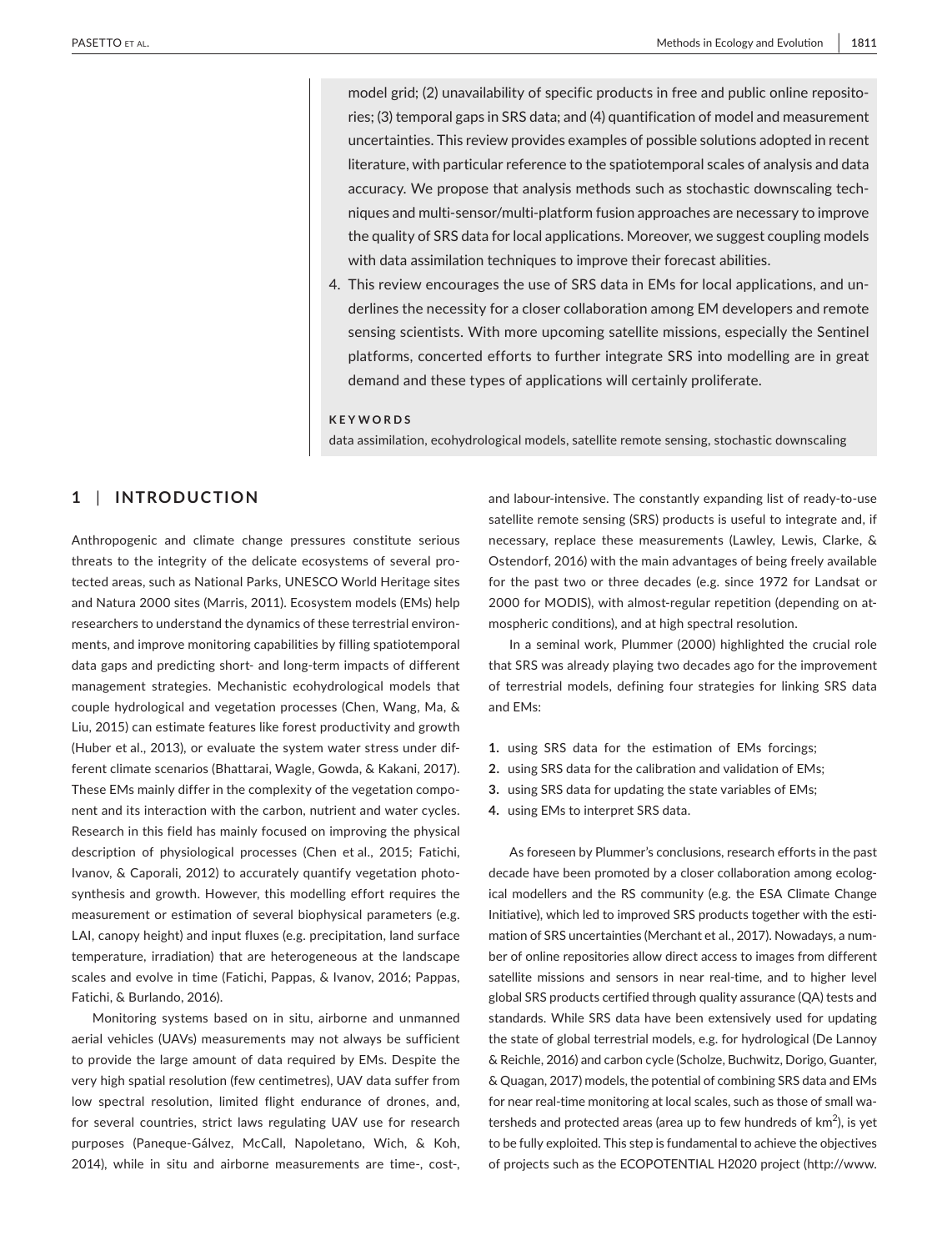model grid; (2) unavailability of specific products in free and public online repositories; (3) temporal gaps in SRS data; and (4) quantification of model and measurement uncertainties. This review provides examples of possible solutions adopted in recent literature, with particular reference to the spatiotemporal scales of analysis and data accuracy. We propose that analysis methods such as stochastic downscaling techniques and multi-sensor/multi-platform fusion approaches are necessary to improve the quality of SRS data for local applications. Moreover, we suggest coupling models with data assimilation techniques to improve their forecast abilities.

4. This review encourages the use of SRS data in EMs for local applications, and underlines the necessity for a closer collaboration among EM developers and remote sensing scientists. With more upcoming satellite missions, especially the Sentinel platforms, concerted efforts to further integrate SRS into modelling are in great demand and these types of applications will certainly proliferate.

**KEYWORDS**

data assimilation, ecohydrological models, satellite remote sensing, stochastic downscaling

## 1 | INTRODUCTION

Anthropogenic and climate change pressures constitute serious threats to the integrity of the delicate ecosystems of several protected areas, such as National Parks, UNESCO World Heritage sites and Natura 2000 sites (Marris, 2011). Ecosystem models (EMs) help researchers to understand the dynamics of these terrestrial environments, and improve monitoring capabilities by filling spatiotemporal data gaps and predicting short- and long-term impacts of different management strategies. Mechanistic ecohydrological models that couple hydrological and vegetation processes (Chen, Wang, Ma, & Liu, 2015) can estimate features like forest productivity and growth (Huber et al., 2013), or evaluate the system water stress under different climate scenarios (Bhattarai, Wagle, Gowda, & Kakani, 2017). These EMs mainly differ in the complexity of the vegetation component and its interaction with the carbon, nutrient and water cycles. Research in this field has mainly focused on improving the physical description of physiological processes (Chen et al., 2015; Fatichi, Ivanov, & Caporali, 2012) to accurately quantify vegetation photosynthesis and growth. However, this modelling effort requires the measurement or estimation of several biophysical parameters (e.g. LAI, canopy height) and input fluxes (e.g. precipitation, land surface temperature, irradiation) that are heterogeneous at the landscape scales and evolve in time (Fatichi, Pappas, & Ivanov, 2016; Pappas, Fatichi, & Burlando, 2016).

Monitoring systems based on in situ, airborne and unmanned aerial vehicles (UAVs) measurements may not always be sufficient to provide the large amount of data required by EMs. Despite the very high spatial resolution (few centimetres), UAV data suffer from low spectral resolution, limited flight endurance of drones, and, for several countries, strict laws regulating UAV use for research purposes (Paneque-Gálvez, McCall, Napoletano, Wich, & Koh, 2014), while in situ and airborne measurements are time-, cost-, and labour-intensive. The constantly expanding list of ready-to-use satellite remote sensing (SRS) products is useful to integrate and, if necessary, replace these measurements (Lawley, Lewis, Clarke, & Ostendorf, 2016) with the main advantages of being freely available for the past two or three decades (e.g. since 1972 for Landsat or 2000 for MODIS), with almost-regular repetition (depending on atmospheric conditions), and at high spectral resolution.

In a seminal work, Plummer (2000) highlighted the crucial role that SRS was already playing two decades ago for the improvement of terrestrial models, defining four strategies for linking SRS data and EMs:

1. using SRS data for the estimation of EMs forcings;
2. using SRS data for the calibration and validation of EMs;
3. using SRS data for updating the state variables of EMs;
4. using EMs to interpret SRS data.

As foreseen by Plummer's conclusions, research efforts in the past decade have been promoted by a closer collaboration among ecological modellers and the RS community (e.g. the ESA Climate Change Initiative), which led to improved SRS products together with the estimation of SRS uncertainties (Merchant et al., 2017). Nowadays, a number of online repositories allow direct access to images from different satellite missions and sensors in near real-time, and to higher level global SRS products certified through quality assurance (QA) tests and standards. While SRS data have been extensively used for updating the state of global terrestrial models, e.g. for hydrological (De Lannoy & Reichle, 2016) and carbon cycle (Scholze, Buchwitz, Dorigo, Guanter, & Quagan, 2017) models, the potential of combining SRS data and EMs for near real-time monitoring at local scales, such as those of small watersheds and protected areas (area up to few hundreds of km$^2$), is yet to be fully exploited. This step is fundamental to achieve the objectives of projects such as the ECOPOTENTIAL H2020 project (http://www.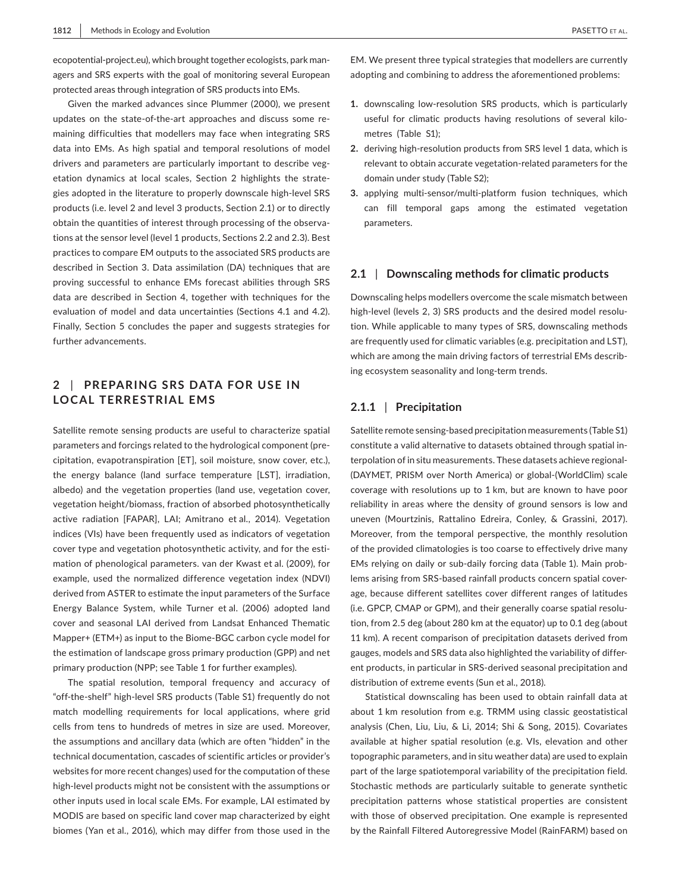ecopotential-project.eu), which brought together ecologists, park managers and SRS experts with the goal of monitoring several European protected areas through integration of SRS products into EMs.

Given the marked advances since Plummer (2000), we present updates on the state-of-the-art approaches and discuss some remaining difficulties that modellers may face when integrating SRS data into EMs. As high spatial and temporal resolutions of model drivers and parameters are particularly important to describe vegetation dynamics at local scales, Section 2 highlights the strategies adopted in the literature to properly downscale high-level SRS products (i.e. level 2 and level 3 products, Section 2.1) or to directly obtain the quantities of interest through processing of the observations at the sensor level (level 1 products, Sections 2.2 and 2.3). Best practices to compare EM outputs to the associated SRS products are described in Section 3. Data assimilation (DA) techniques that are proving successful to enhance EMs forecast abilities through SRS data are described in Section 4, together with techniques for the evaluation of model and data uncertainties (Sections 4.1 and 4.2). Finally, Section 5 concludes the paper and suggests strategies for further advancements.

## 2 | PREPARING SRS DATA FOR USE IN LOCAL TERRESTRIAL EMS

Satellite remote sensing products are useful to characterize spatial parameters and forcings related to the hydrological component (precipitation, evapotranspiration [ET], soil moisture, snow cover, etc.), the energy balance (land surface temperature [LST], irradiation, albedo) and the vegetation properties (land use, vegetation cover, vegetation height/biomass, fraction of absorbed photosynthetically active radiation [FAPAR], LAI; Amitrano et al., 2014). Vegetation indices (VIs) have been frequently used as indicators of vegetation cover type and vegetation photosynthetic activity, and for the estimation of phenological parameters. van der Kwast et al. (2009), for example, used the normalized difference vegetation index (NDVI) derived from ASTER to estimate the input parameters of the Surface Energy Balance System, while Turner et al. (2006) adopted land cover and seasonal LAI derived from Landsat Enhanced Thematic Mapper+ (ETM+) as input to the Biome-BGC carbon cycle model for the estimation of landscape gross primary production (GPP) and net primary production (NPP; see Table 1 for further examples).

The spatial resolution, temporal frequency and accuracy of "off-the-shelf" high-level SRS products (Table S1) frequently do not match modelling requirements for local applications, where grid cells from tens to hundreds of metres in size are used. Moreover, the assumptions and ancillary data (which are often "hidden" in the technical documentation, cascades of scientific articles or provider's websites for more recent changes) used for the computation of these high-level products might not be consistent with the assumptions or other inputs used in local scale EMs. For example, LAI estimated by MODIS are based on specific land cover map characterized by eight biomes (Yan et al., 2016), which may differ from those used in the EM. We present three typical strategies that modellers are currently adopting and combining to address the aforementioned problems:

1. downscaling low-resolution SRS products, which is particularly useful for climatic products having resolutions of several kilometres (Table S1);
2. deriving high-resolution products from SRS level 1 data, which is relevant to obtain accurate vegetation-related parameters for the domain under study (Table S2);
3. applying multi-sensor/multi-platform fusion techniques, which can fill temporal gaps among the estimated vegetation parameters.

### 2.1 | Downscaling methods for climatic products

Downscaling helps modellers overcome the scale mismatch between high-level (levels 2, 3) SRS products and the desired model resolution. While applicable to many types of SRS, downscaling methods are frequently used for climatic variables (e.g. precipitation and LST), which are among the main driving factors of terrestrial EMs describing ecosystem seasonality and long-term trends.

#### 2.1.1 | Precipitation

Satellite remote sensing-based precipitation measurements (Table S1) constitute a valid alternative to datasets obtained through spatial interpolation of in situ measurements. These datasets achieve regional- (DAYMET, PRISM over North America) or global-(WorldClim) scale coverage with resolutions up to 1 km, but are known to have poor reliability in areas where the density of ground sensors is low and uneven (Mourtzinis, Rattalino Edreira, Conley, & Grassini, 2017). Moreover, from the temporal perspective, the monthly resolution of the provided climatologies is too coarse to effectively drive many EMs relying on daily or sub-daily forcing data (Table 1). Main problems arising from SRS-based rainfall products concern spatial coverage, because different satellites cover different ranges of latitudes (i.e. GPCP, CMAP or GPM), and their generally coarse spatial resolution, from 2.5 deg (about 280 km at the equator) up to 0.1 deg (about 11 km). A recent comparison of precipitation datasets derived from gauges, models and SRS data also highlighted the variability of different products, in particular in SRS-derived seasonal precipitation and distribution of extreme events (Sun et al., 2018).

Statistical downscaling has been used to obtain rainfall data at about 1 km resolution from e.g. TRMM using classic geostatistical analysis (Chen, Liu, Liu, & Li, 2014; Shi & Song, 2015). Covariates available at higher spatial resolution (e.g. VIs, elevation and other topographic parameters, and in situ weather data) are used to explain part of the large spatiotemporal variability of the precipitation field. Stochastic methods are particularly suitable to generate synthetic precipitation patterns whose statistical properties are consistent with those of observed precipitation. One example is represented by the Rainfall Filtered Autoregressive Model (RainFARM) based on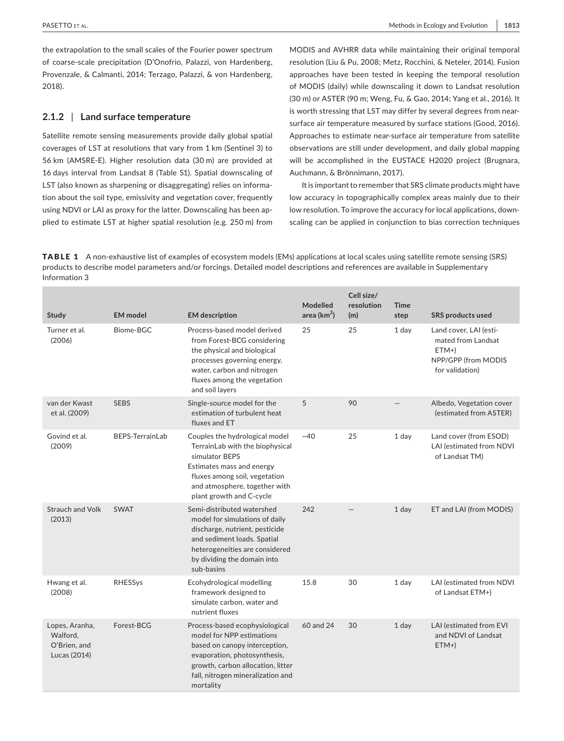the extrapolation to the small scales of the Fourier power spectrum of coarse-scale precipitation (D'Onofrio, Palazzi, von Hardenberg, Provenzale, & Calmanti, 2014; Terzago, Palazzi, & von Hardenberg, 2018).

### 2.1.2 | Land surface temperature

Satellite remote sensing measurements provide daily global spatial coverages of LST at resolutions that vary from 1 km (Sentinel 3) to 56 km (AMSRE-E). Higher resolution data (30 m) are provided at 16 days interval from Landsat 8 (Table S1). Spatial downscaling of LST (also known as sharpening or disaggregating) relies on information about the soil type, emissivity and vegetation cover, frequently using NDVI or LAI as proxy for the latter. Downscaling has been applied to estimate LST at higher spatial resolution (e.g. 250 m) from MODIS and AVHRR data while maintaining their original temporal resolution (Liu & Pu, 2008; Metz, Rocchini, & Neteler, 2014). Fusion approaches have been tested in keeping the temporal resolution of MODIS (daily) while downscaling it down to Landsat resolution (30 m) or ASTER (90 m; Weng, Fu, & Gao, 2014; Yang et al., 2016). It is worth stressing that LST may differ by several degrees from near-surface air temperature measured by surface stations (Good, 2016). Approaches to estimate near-surface air temperature from satellite observations are still under development, and daily global mapping will be accomplished in the EUSTACE H2020 project (Brugnara, Auchmann, & Brönnimann, 2017).

It is important to remember that SRS climate products might have low accuracy in topographically complex areas mainly due to their low resolution. To improve the accuracy for local applications, downscaling can be applied in conjunction to bias correction techniques

**TABLE 1** A non-exhaustive list of examples of ecosystem models (EMs) applications at local scales using satellite remote sensing (SRS) products to describe model parameters and/or forcings. Detailed model descriptions and references are available in Supplementary Information 3

| Study | EM model | EM description | Modelled area (km$^2$) | Cell size/ resolution (m) | Time step | SRS products used |
|---|---|---|---|---|---|---|
| Turner et al. (2006) | Biome-BGC | Process-based model derived from Forest-BCG considering the physical and biological processes governing energy, water, carbon and nitrogen fluxes among the vegetation and soil layers | 25 | 25 | 1 day | Land cover, LAI (estimated from Landsat ETM+)<br>NPP/GPP (from MODIS for validation) |
| van der Kwast et al. (2009) | SEBS | Single-source model for the estimation of turbulent heat fluxes and ET | 5 | 90 | — | Albedo, Vegetation cover (estimated from ASTER) |
| Govind et al. (2009) | BEPS-TerrainLab | Couples the hydrological model TerrainLab with the biophysical simulator BEPS<br>Estimates mass and energy fluxes among soil, vegetation and atmosphere, together with plant growth and C-cycle | ~40 | 25 | 1 day | Land cover (from ESOD)<br>LAI (estimated from NDVI of Landsat TM) |
| Strauch and Volk (2013) | SWAT | Semi-distributed watershed model for simulations of daily discharge, nutrient, pesticide and sediment loads. Spatial heterogeneities are considered by dividing the domain into sub-basins | 242 | — | 1 day | ET and LAI (from MODIS) |
| Hwang et al. (2008) | RHESSys | Ecohydrological modelling framework designed to simulate carbon, water and nutrient fluxes | 15.8 | 30 | 1 day | LAI (estimated from NDVI of Landsat ETM+) |
| Lopes, Aranha, Walford, O'Brien, and Lucas (2014) | Forest-BCG | Process-based ecophysiological model for NPP estimations based on canopy interception, evaporation, photosynthesis, growth, carbon allocation, litter fall, nitrogen mineralization and mortality | 60 and 24 | 30 | 1 day | LAI (estimated from EVI and NDVI of Landsat ETM+) |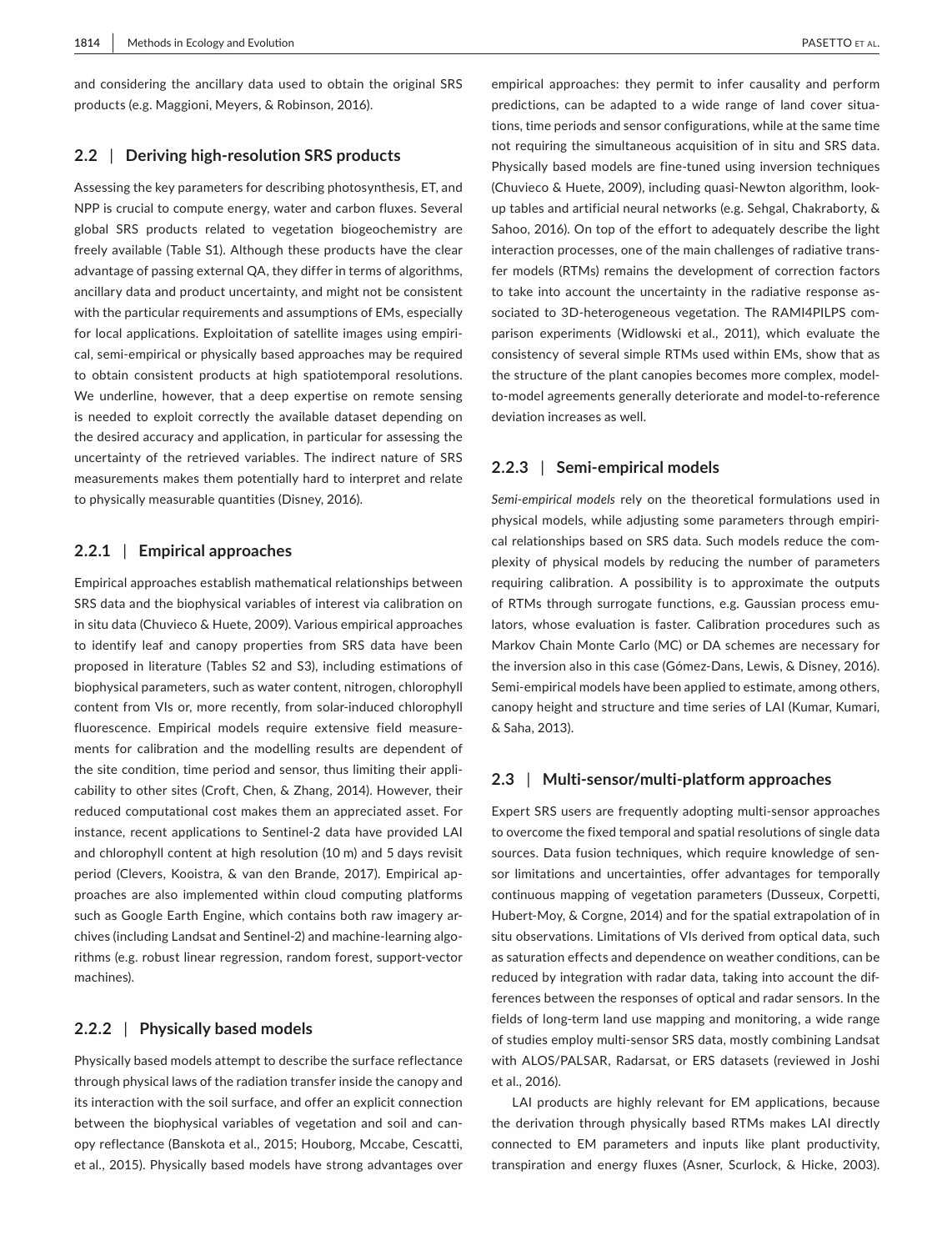and considering the ancillary data used to obtain the original SRS products (e.g. Maggioni, Meyers, & Robinson, 2016).

### 2.2 | Deriving high-resolution SRS products

Assessing the key parameters for describing photosynthesis, ET, and NPP is crucial to compute energy, water and carbon fluxes. Several global SRS products related to vegetation biogeochemistry are freely available (Table S1). Although these products have the clear advantage of passing external QA, they differ in terms of algorithms, ancillary data and product uncertainty, and might not be consistent with the particular requirements and assumptions of EMs, especially for local applications. Exploitation of satellite images using empirical, semi-empirical or physically based approaches may be required to obtain consistent products at high spatiotemporal resolutions. We underline, however, that a deep expertise on remote sensing is needed to exploit correctly the available dataset depending on the desired accuracy and application, in particular for assessing the uncertainty of the retrieved variables. The indirect nature of SRS measurements makes them potentially hard to interpret and relate to physically measurable quantities (Disney, 2016).

#### 2.2.1 | Empirical approaches

Empirical approaches establish mathematical relationships between SRS data and the biophysical variables of interest via calibration on in situ data (Chuvieco & Huete, 2009). Various empirical approaches to identify leaf and canopy properties from SRS data have been proposed in literature (Tables S2 and S3), including estimations of biophysical parameters, such as water content, nitrogen, chlorophyll content from VIs or, more recently, from solar-induced chlorophyll fluorescence. Empirical models require extensive field measurements for calibration and the modelling results are dependent of the site condition, time period and sensor, thus limiting their applicability to other sites (Croft, Chen, & Zhang, 2014). However, their reduced computational cost makes them an appreciated asset. For instance, recent applications to Sentinel-2 data have provided LAI and chlorophyll content at high resolution (10 m) and 5 days revisit period (Clevers, Kooistra, & van den Brande, 2017). Empirical approaches are also implemented within cloud computing platforms such as Google Earth Engine, which contains both raw imagery archives (including Landsat and Sentinel-2) and machine-learning algorithms (e.g. robust linear regression, random forest, support-vector machines).

#### 2.2.2 | Physically based models

Physically based models attempt to describe the surface reflectance through physical laws of the radiation transfer inside the canopy and its interaction with the soil surface, and offer an explicit connection between the biophysical variables of vegetation and soil and canopy reflectance (Banskota et al., 2015; Houborg, Mccabe, Cescatti, et al., 2015). Physically based models have strong advantages over empirical approaches: they permit to infer causality and perform predictions, can be adapted to a wide range of land cover situations, time periods and sensor configurations, while at the same time not requiring the simultaneous acquisition of in situ and SRS data. Physically based models are fine-tuned using inversion techniques (Chuvieco & Huete, 2009), including quasi-Newton algorithm, look-up tables and artificial neural networks (e.g. Sehgal, Chakraborty, & Sahoo, 2016). On top of the effort to adequately describe the light interaction processes, one of the main challenges of radiative transfer models (RTMs) remains the development of correction factors to take into account the uncertainty in the radiative response associated to 3D-heterogeneous vegetation. The RAMI4PILPS comparison experiments (Widlowski et al., 2011), which evaluate the consistency of several simple RTMs used within EMs, show that as the structure of the plant canopies becomes more complex, model-to-model agreements generally deteriorate and model-to-reference deviation increases as well.

#### 2.2.3 | Semi-empirical models

*Semi-empirical models* rely on the theoretical formulations used in physical models, while adjusting some parameters through empirical relationships based on SRS data. Such models reduce the complexity of physical models by reducing the number of parameters requiring calibration. A possibility is to approximate the outputs of RTMs through surrogate functions, e.g. Gaussian process emulators, whose evaluation is faster. Calibration procedures such as Markov Chain Monte Carlo (MC) or DA schemes are necessary for the inversion also in this case (Gómez-Dans, Lewis, & Disney, 2016). Semi-empirical models have been applied to estimate, among others, canopy height and structure and time series of LAI (Kumar, Kumari, & Saha, 2013).

### 2.3 | Multi-sensor/multi-platform approaches

Expert SRS users are frequently adopting multi-sensor approaches to overcome the fixed temporal and spatial resolutions of single data sources. Data fusion techniques, which require knowledge of sensor limitations and uncertainties, offer advantages for temporally continuous mapping of vegetation parameters (Dusseux, Corpetti, Hubert-Moy, & Corgne, 2014) and for the spatial extrapolation of in situ observations. Limitations of VIs derived from optical data, such as saturation effects and dependence on weather conditions, can be reduced by integration with radar data, taking into account the differences between the responses of optical and radar sensors. In the fields of long-term land use mapping and monitoring, a wide range of studies employ multi-sensor SRS data, mostly combining Landsat with ALOS/PALSAR, Radarsat, or ERS datasets (reviewed in Joshi et al., 2016).

LAI products are highly relevant for EM applications, because the derivation through physically based RTMs makes LAI directly connected to EM parameters and inputs like plant productivity, transpiration and energy fluxes (Asner, Scurlock, & Hicke, 2003).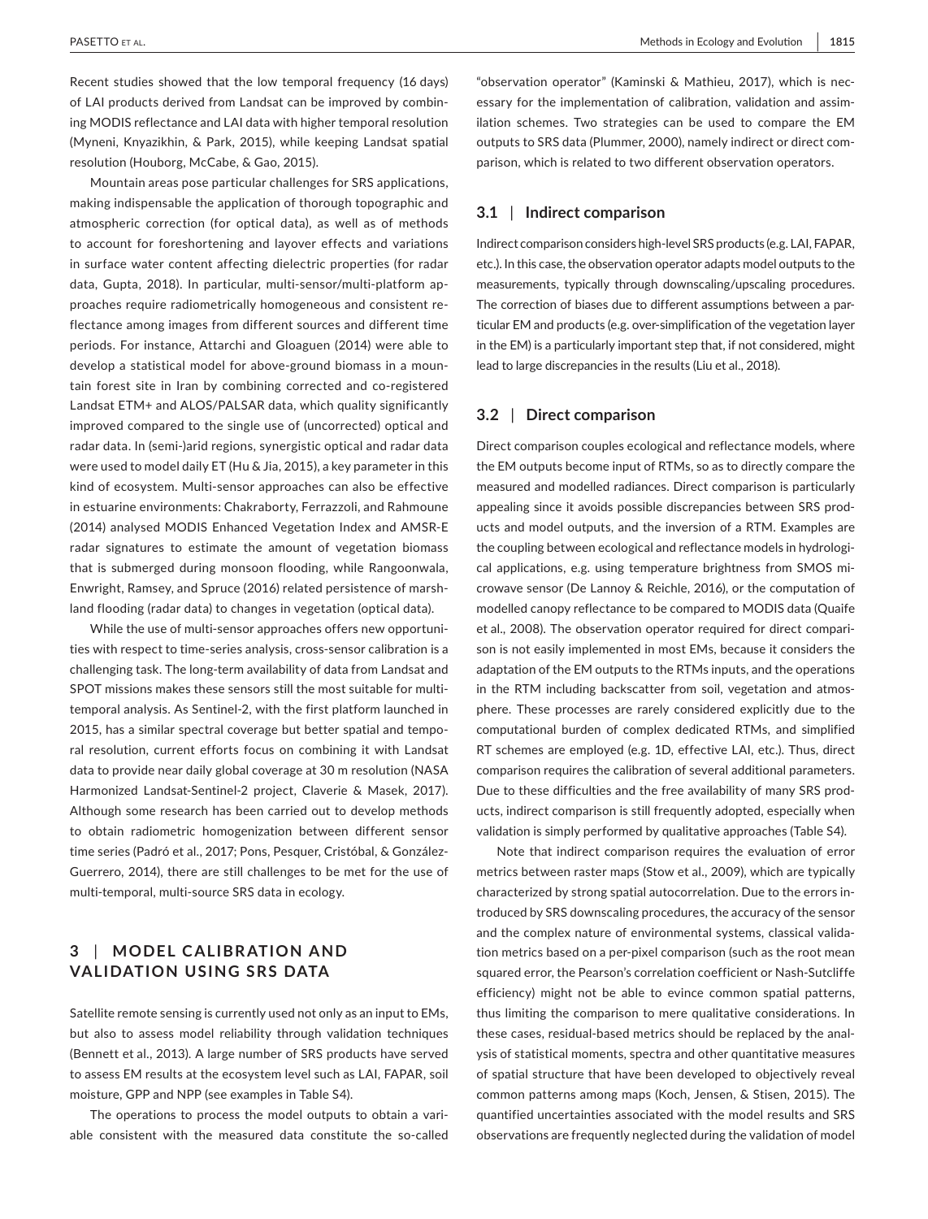Recent studies showed that the low temporal frequency (16 days) of LAI products derived from Landsat can be improved by combining MODIS reflectance and LAI data with higher temporal resolution (Myneni, Knyazikhin, & Park, 2015), while keeping Landsat spatial resolution (Houborg, McCabe, & Gao, 2015).

Mountain areas pose particular challenges for SRS applications, making indispensable the application of thorough topographic and atmospheric correction (for optical data), as well as of methods to account for foreshortening and layover effects and variations in surface water content affecting dielectric properties (for radar data, Gupta, 2018). In particular, multi-sensor/multi-platform approaches require radiometrically homogeneous and consistent reflectance among images from different sources and different time periods. For instance, Attarchi and Gloaguen (2014) were able to develop a statistical model for above-ground biomass in a mountain forest site in Iran by combining corrected and co-registered Landsat ETM+ and ALOS/PALSAR data, which quality significantly improved compared to the single use of (uncorrected) optical and radar data. In (semi-)arid regions, synergistic optical and radar data were used to model daily ET (Hu & Jia, 2015), a key parameter in this kind of ecosystem. Multi-sensor approaches can also be effective in estuarine environments: Chakraborty, Ferrazzoli, and Rahmoune (2014) analysed MODIS Enhanced Vegetation Index and AMSR-E radar signatures to estimate the amount of vegetation biomass that is submerged during monsoon flooding, while Rangoonwala, Enwright, Ramsey, and Spruce (2016) related persistence of marshland flooding (radar data) to changes in vegetation (optical data).

While the use of multi-sensor approaches offers new opportunities with respect to time-series analysis, cross-sensor calibration is a challenging task. The long-term availability of data from Landsat and SPOT missions makes these sensors still the most suitable for multi-temporal analysis. As Sentinel-2, with the first platform launched in 2015, has a similar spectral coverage but better spatial and temporal resolution, current efforts focus on combining it with Landsat data to provide near daily global coverage at 30 m resolution (NASA Harmonized Landsat-Sentinel-2 project, Claverie & Masek, 2017). Although some research has been carried out to develop methods to obtain radiometric homogenization between different sensor time series (Padró et al., 2017; Pons, Pesquer, Cristóbal, & González-Guerrero, 2014), there are still challenges to be met for the use of multi-temporal, multi-source SRS data in ecology.

## 3 | MODEL CALIBRATION AND VALIDATION USING SRS DATA

Satellite remote sensing is currently used not only as an input to EMs, but also to assess model reliability through validation techniques (Bennett et al., 2013). A large number of SRS products have served to assess EM results at the ecosystem level such as LAI, FAPAR, soil moisture, GPP and NPP (see examples in Table S4).

The operations to process the model outputs to obtain a variable consistent with the measured data constitute the so-called "observation operator" (Kaminski & Mathieu, 2017), which is necessary for the implementation of calibration, validation and assimilation schemes. Two strategies can be used to compare the EM outputs to SRS data (Plummer, 2000), namely indirect or direct comparison, which is related to two different observation operators.

### 3.1 | Indirect comparison

Indirect comparison considers high-level SRS products (e.g. LAI, FAPAR, etc.). In this case, the observation operator adapts model outputs to the measurements, typically through downscaling/upscaling procedures. The correction of biases due to different assumptions between a particular EM and products (e.g. over-simplification of the vegetation layer in the EM) is a particularly important step that, if not considered, might lead to large discrepancies in the results (Liu et al., 2018).

### 3.2 | Direct comparison

Direct comparison couples ecological and reflectance models, where the EM outputs become input of RTMs, so as to directly compare the measured and modelled radiances. Direct comparison is particularly appealing since it avoids possible discrepancies between SRS products and model outputs, and the inversion of a RTM. Examples are the coupling between ecological and reflectance models in hydrological applications, e.g. using temperature brightness from SMOS microwave sensor (De Lannoy & Reichle, 2016), or the computation of modelled canopy reflectance to be compared to MODIS data (Quaife et al., 2008). The observation operator required for direct comparison is not easily implemented in most EMs, because it considers the adaptation of the EM outputs to the RTMs inputs, and the operations in the RTM including backscatter from soil, vegetation and atmosphere. These processes are rarely considered explicitly due to the computational burden of complex dedicated RTMs, and simplified RT schemes are employed (e.g. 1D, effective LAI, etc.). Thus, direct comparison requires the calibration of several additional parameters. Due to these difficulties and the free availability of many SRS products, indirect comparison is still frequently adopted, especially when validation is simply performed by qualitative approaches (Table S4).

Note that indirect comparison requires the evaluation of error metrics between raster maps (Stow et al., 2009), which are typically characterized by strong spatial autocorrelation. Due to the errors introduced by SRS downscaling procedures, the accuracy of the sensor and the complex nature of environmental systems, classical validation metrics based on a per-pixel comparison (such as the root mean squared error, the Pearson's correlation coefficient or Nash-Sutcliffe efficiency) might not be able to evince common spatial patterns, thus limiting the comparison to mere qualitative considerations. In these cases, residual-based metrics should be replaced by the analysis of statistical moments, spectra and other quantitative measures of spatial structure that have been developed to objectively reveal common patterns among maps (Koch, Jensen, & Stisen, 2015). The quantified uncertainties associated with the model results and SRS observations are frequently neglected during the validation of model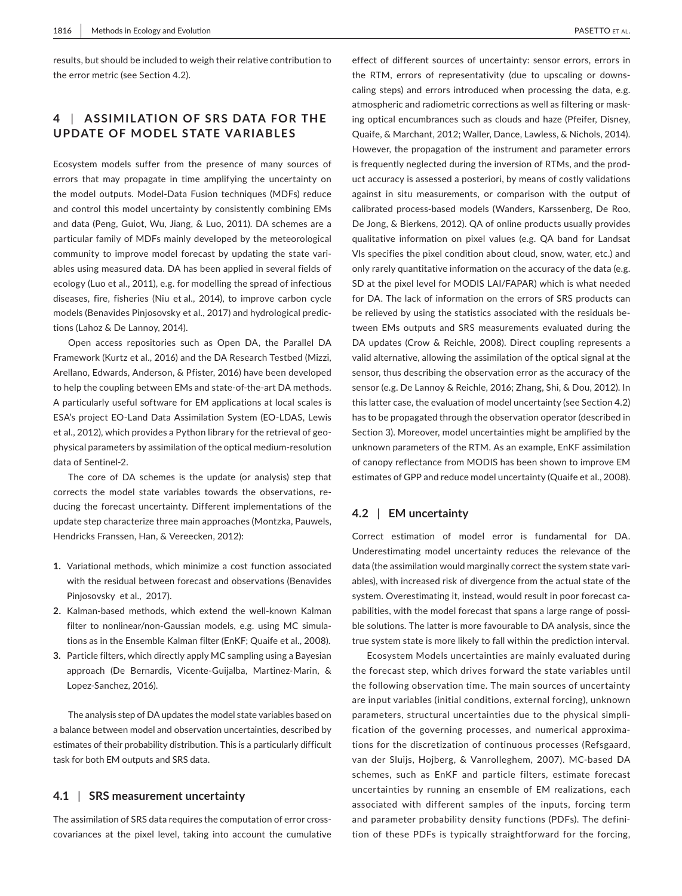results, but should be included to weigh their relative contribution to the error metric (see Section 4.2).

## 4 | ASSIMILATION OF SRS DATA FOR THE UPDATE OF MODEL STATE VARIABLES

Ecosystem models suffer from the presence of many sources of errors that may propagate in time amplifying the uncertainty on the model outputs. Model-Data Fusion techniques (MDFs) reduce and control this model uncertainty by consistently combining EMs and data (Peng, Guiot, Wu, Jiang, & Luo, 2011). DA schemes are a particular family of MDFs mainly developed by the meteorological community to improve model forecast by updating the state variables using measured data. DA has been applied in several fields of ecology (Luo et al., 2011), e.g. for modelling the spread of infectious diseases, fire, fisheries (Niu et al., 2014), to improve carbon cycle models (Benavides Pinjosovsky et al., 2017) and hydrological predictions (Lahoz & De Lannoy, 2014).

Open access repositories such as Open DA, the Parallel DA Framework (Kurtz et al., 2016) and the DA Research Testbed (Mizzi, Arellano, Edwards, Anderson, & Pfister, 2016) have been developed to help the coupling between EMs and state-of-the-art DA methods. A particularly useful software for EM applications at local scales is ESA's project EO-Land Data Assimilation System (EO-LDAS, Lewis et al., 2012), which provides a Python library for the retrieval of geophysical parameters by assimilation of the optical medium-resolution data of Sentinel-2.

The core of DA schemes is the update (or analysis) step that corrects the model state variables towards the observations, reducing the forecast uncertainty. Different implementations of the update step characterize three main approaches (Montzka, Pauwels, Hendricks Franssen, Han, & Vereecken, 2012):

1. Variational methods, which minimize a cost function associated with the residual between forecast and observations (Benavides Pinjosovsky et al., 2017).
2. Kalman-based methods, which extend the well-known Kalman filter to nonlinear/non-Gaussian models, e.g. using MC simulations as in the Ensemble Kalman filter (EnKF; Quaife et al., 2008).
3. Particle filters, which directly apply MC sampling using a Bayesian approach (De Bernardis, Vicente-Guijalba, Martinez-Marin, & Lopez-Sanchez, 2016).

The analysis step of DA updates the model state variables based on a balance between model and observation uncertainties, described by estimates of their probability distribution. This is a particularly difficult task for both EM outputs and SRS data.

### 4.1 | SRS measurement uncertainty

The assimilation of SRS data requires the computation of error cross-covariances at the pixel level, taking into account the cumulative effect of different sources of uncertainty: sensor errors, errors in the RTM, errors of representativity (due to upscaling or downscaling steps) and errors introduced when processing the data, e.g. atmospheric and radiometric corrections as well as filtering or masking optical encumbrances such as clouds and haze (Pfeifer, Disney, Quaife, & Marchant, 2012; Waller, Dance, Lawless, & Nichols, 2014). However, the propagation of the instrument and parameter errors is frequently neglected during the inversion of RTMs, and the product accuracy is assessed a posteriori, by means of costly validations against in situ measurements, or comparison with the output of calibrated process-based models (Wanders, Karssenberg, De Roo, De Jong, & Bierkens, 2012). QA of online products usually provides qualitative information on pixel values (e.g. QA band for Landsat VIs specifies the pixel condition about cloud, snow, water, etc.) and only rarely quantitative information on the accuracy of the data (e.g. SD at the pixel level for MODIS LAI/FAPAR) which is what needed for DA. The lack of information on the errors of SRS products can be relieved by using the statistics associated with the residuals between EMs outputs and SRS measurements evaluated during the DA updates (Crow & Reichle, 2008). Direct coupling represents a valid alternative, allowing the assimilation of the optical signal at the sensor, thus describing the observation error as the accuracy of the sensor (e.g. De Lannoy & Reichle, 2016; Zhang, Shi, & Dou, 2012). In this latter case, the evaluation of model uncertainty (see Section 4.2) has to be propagated through the observation operator (described in Section 3). Moreover, model uncertainties might be amplified by the unknown parameters of the RTM. As an example, EnKF assimilation of canopy reflectance from MODIS has been shown to improve EM estimates of GPP and reduce model uncertainty (Quaife et al., 2008).

### 4.2 | EM uncertainty

Correct estimation of model error is fundamental for DA. Underestimating model uncertainty reduces the relevance of the data (the assimilation would marginally correct the system state variables), with increased risk of divergence from the actual state of the system. Overestimating it, instead, would result in poor forecast capabilities, with the model forecast that spans a large range of possible solutions. The latter is more favourable to DA analysis, since the true system state is more likely to fall within the prediction interval.

Ecosystem Models uncertainties are mainly evaluated during the forecast step, which drives forward the state variables until the following observation time. The main sources of uncertainty are input variables (initial conditions, external forcing), unknown parameters, structural uncertainties due to the physical simplification of the governing processes, and numerical approximations for the discretization of continuous processes (Refsgaard, van der Sluijs, Hojberg, & Vanrolleghem, 2007). MC-based DA schemes, such as EnKF and particle filters, estimate forecast uncertainties by running an ensemble of EM realizations, each associated with different samples of the inputs, forcing term and parameter probability density functions (PDFs). The definition of these PDFs is typically straightforward for the forcing,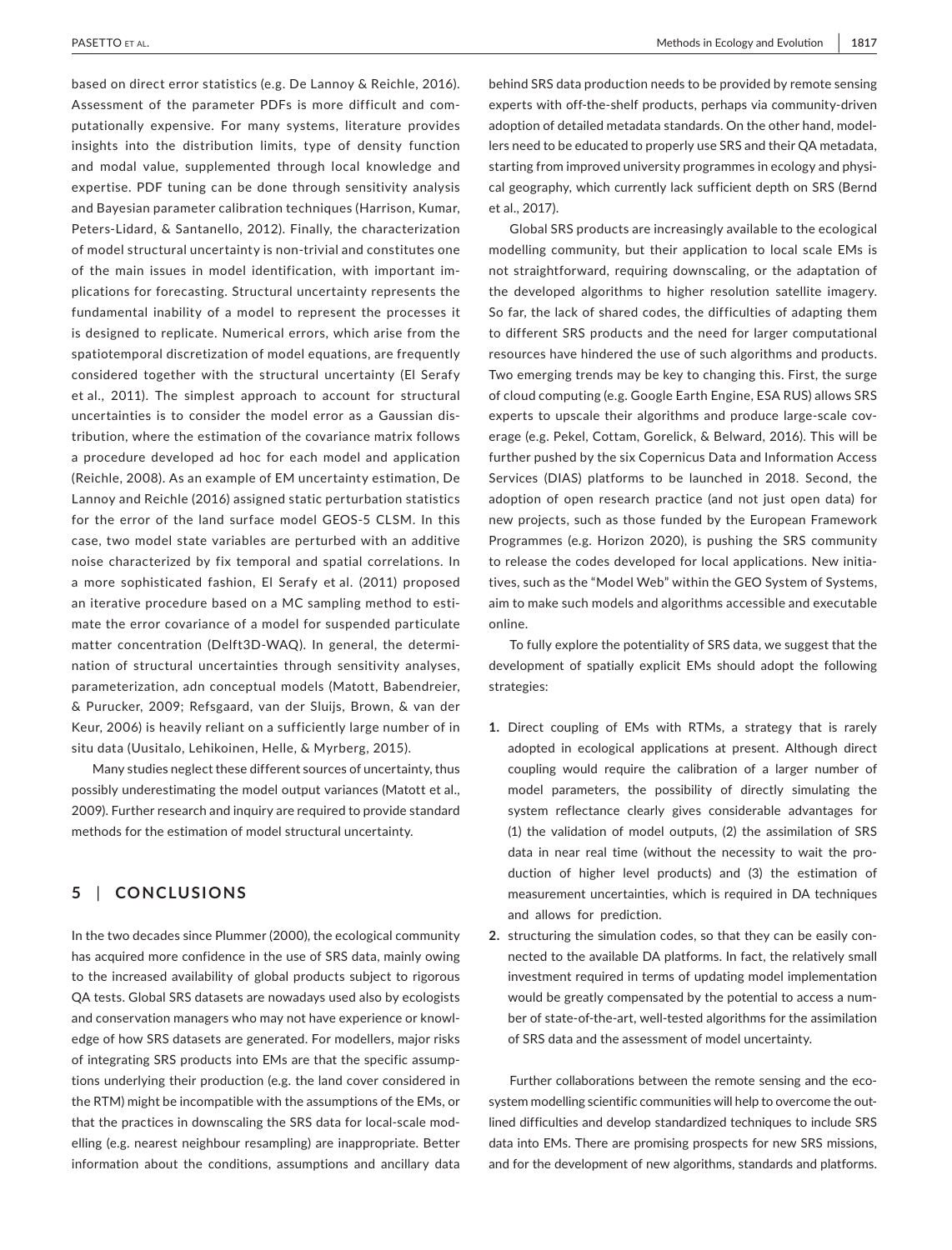based on direct error statistics (e.g. De Lannoy & Reichle, 2016). Assessment of the parameter PDFs is more difficult and computationally expensive. For many systems, literature provides insights into the distribution limits, type of density function and modal value, supplemented through local knowledge and expertise. PDF tuning can be done through sensitivity analysis and Bayesian parameter calibration techniques (Harrison, Kumar, Peters-Lidard, & Santanello, 2012). Finally, the characterization of model structural uncertainty is non-trivial and constitutes one of the main issues in model identification, with important implications for forecasting. Structural uncertainty represents the fundamental inability of a model to represent the processes it is designed to replicate. Numerical errors, which arise from the spatiotemporal discretization of model equations, are frequently considered together with the structural uncertainty (El Serafy et al., 2011). The simplest approach to account for structural uncertainties is to consider the model error as a Gaussian distribution, where the estimation of the covariance matrix follows a procedure developed ad hoc for each model and application (Reichle, 2008). As an example of EM uncertainty estimation, De Lannoy and Reichle (2016) assigned static perturbation statistics for the error of the land surface model GEOS-5 CLSM. In this case, two model state variables are perturbed with an additive noise characterized by fix temporal and spatial correlations. In a more sophisticated fashion, El Serafy et al. (2011) proposed an iterative procedure based on a MC sampling method to estimate the error covariance of a model for suspended particulate matter concentration (Delft3D-WAQ). In general, the determination of structural uncertainties through sensitivity analyses, parameterization, adn conceptual models (Matott, Babendreier, & Purucker, 2009; Refsgaard, van der Sluijs, Brown, & van der Keur, 2006) is heavily reliant on a sufficiently large number of in situ data (Uusitalo, Lehikoinen, Helle, & Myrberg, 2015).

Many studies neglect these different sources of uncertainty, thus possibly underestimating the model output variances (Matott et al., 2009). Further research and inquiry are required to provide standard methods for the estimation of model structural uncertainty.

## 5 | CONCLUSIONS

In the two decades since Plummer (2000), the ecological community has acquired more confidence in the use of SRS data, mainly owing to the increased availability of global products subject to rigorous QA tests. Global SRS datasets are nowadays used also by ecologists and conservation managers who may not have experience or knowledge of how SRS datasets are generated. For modellers, major risks of integrating SRS products into EMs are that the specific assumptions underlying their production (e.g. the land cover considered in the RTM) might be incompatible with the assumptions of the EMs, or that the practices in downscaling the SRS data for local-scale modelling (e.g. nearest neighbour resampling) are inappropriate. Better information about the conditions, assumptions and ancillary data behind SRS data production needs to be provided by remote sensing experts with off-the-shelf products, perhaps via community-driven adoption of detailed metadata standards. On the other hand, modellers need to be educated to properly use SRS and their QA metadata, starting from improved university programmes in ecology and physical geography, which currently lack sufficient depth on SRS (Bernd et al., 2017).

Global SRS products are increasingly available to the ecological modelling community, but their application to local scale EMs is not straightforward, requiring downscaling, or the adaptation of the developed algorithms to higher resolution satellite imagery. So far, the lack of shared codes, the difficulties of adapting them to different SRS products and the need for larger computational resources have hindered the use of such algorithms and products. Two emerging trends may be key to changing this. First, the surge of cloud computing (e.g. Google Earth Engine, ESA RUS) allows SRS experts to upscale their algorithms and produce large-scale coverage (e.g. Pekel, Cottam, Gorelick, & Belward, 2016). This will be further pushed by the six Copernicus Data and Information Access Services (DIAS) platforms to be launched in 2018. Second, the adoption of open research practice (and not just open data) for new projects, such as those funded by the European Framework Programmes (e.g. Horizon 2020), is pushing the SRS community to release the codes developed for local applications. New initiatives, such as the "Model Web" within the GEO System of Systems, aim to make such models and algorithms accessible and executable online.

To fully explore the potentiality of SRS data, we suggest that the development of spatially explicit EMs should adopt the following strategies:

1. Direct coupling of EMs with RTMs, a strategy that is rarely adopted in ecological applications at present. Although direct coupling would require the calibration of a larger number of model parameters, the possibility of directly simulating the system reflectance clearly gives considerable advantages for (1) the validation of model outputs, (2) the assimilation of SRS data in near real time (without the necessity to wait the production of higher level products) and (3) the estimation of measurement uncertainties, which is required in DA techniques and allows for prediction.
2. structuring the simulation codes, so that they can be easily connected to the available DA platforms. In fact, the relatively small investment required in terms of updating model implementation would be greatly compensated by the potential to access a number of state-of-the-art, well-tested algorithms for the assimilation of SRS data and the assessment of model uncertainty.

Further collaborations between the remote sensing and the ecosystem modelling scientific communities will help to overcome the outlined difficulties and develop standardized techniques to include SRS data into EMs. There are promising prospects for new SRS missions, and for the development of new algorithms, standards and platforms.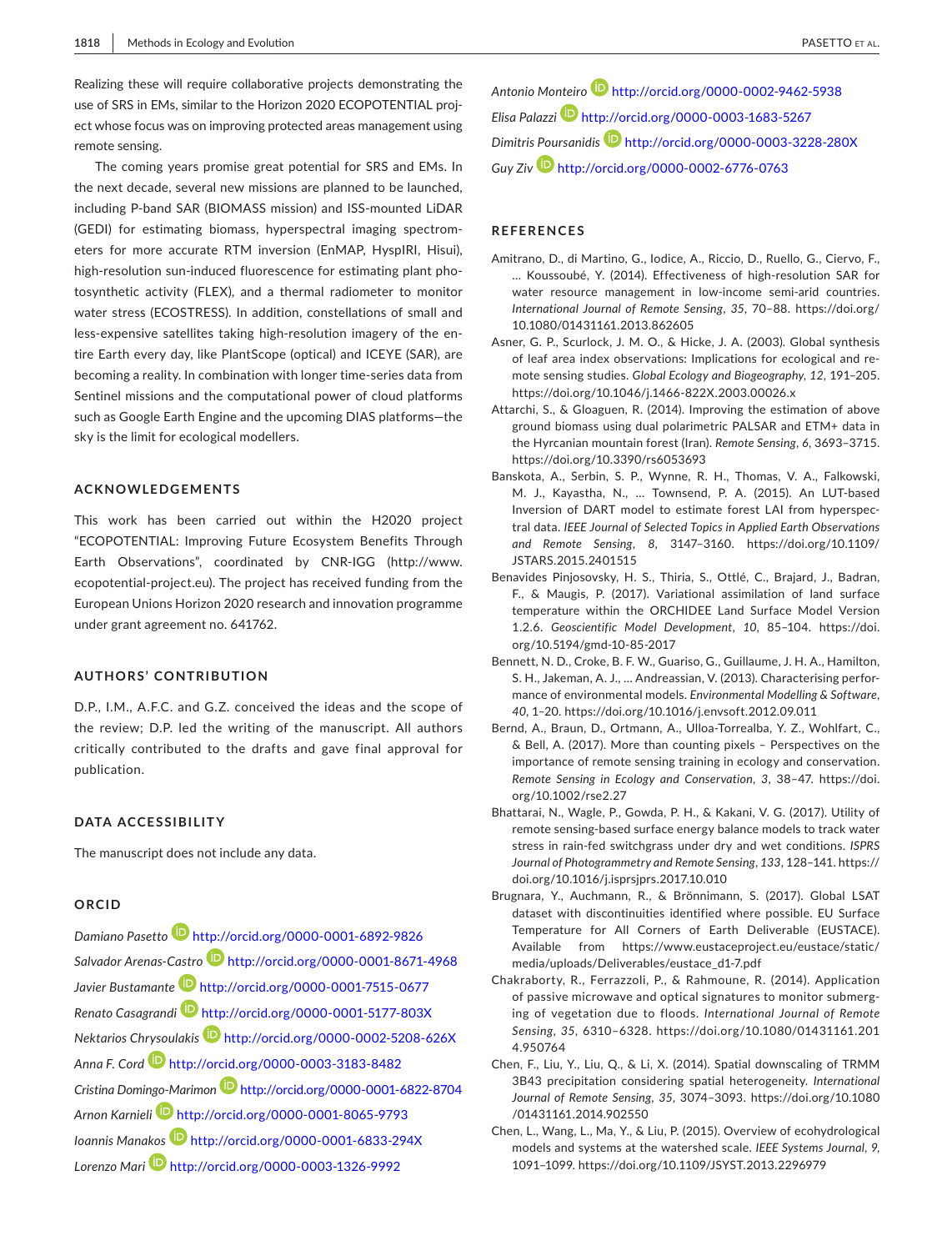Realizing these will require collaborative projects demonstrating the use of SRS in EMs, similar to the Horizon 2020 ECOPOTENTIAL project whose focus was on improving protected areas management using remote sensing.

The coming years promise great potential for SRS and EMs. In the next decade, several new missions are planned to be launched, including P-band SAR (BIOMASS mission) and ISS-mounted LiDAR (GEDI) for estimating biomass, hyperspectral imaging spectrometers for more accurate RTM inversion (EnMAP, HyspIRI, Hisui), high-resolution sun-induced fluorescence for estimating plant photosynthetic activity (FLEX), and a thermal radiometer to monitor water stress (ECOSTRESS). In addition, constellations of small and less-expensive satellites taking high-resolution imagery of the entire Earth every day, like PlantScope (optical) and ICEYE (SAR), are becoming a reality. In combination with longer time-series data from Sentinel missions and the computational power of cloud platforms such as Google Earth Engine and the upcoming DIAS platforms—the sky is the limit for ecological modellers.

## ACKNOWLEDGEMENTS

This work has been carried out within the H2020 project "ECOPOTENTIAL: Improving Future Ecosystem Benefits Through Earth Observations", coordinated by CNR-IGG (http://www.ecopotential-project.eu). The project has received funding from the European Unions Horizon 2020 research and innovation programme under grant agreement no. 641762.

## AUTHORS' CONTRIBUTION

D.P., I.M., A.F.C. and G.Z. conceived the ideas and the scope of the review; D.P. led the writing of the manuscript. All authors critically contributed to the drafts and gave final approval for publication.

## DATA ACCESSIBILITY

The manuscript does not include any data.

## ORCID

*Damiano Pasetto* http://orcid.org/0000-0001-6892-9826
*Salvador Arenas-Castro* http://orcid.org/0000-0001-8671-4968
*Javier Bustamante* http://orcid.org/0000-0001-7515-0677
*Renato Casagrandi* http://orcid.org/0000-0001-5177-803X
*Nektarios Chrysoulakis* http://orcid.org/0000-0002-5208-626X
*Anna F. Cord* http://orcid.org/0000-0003-3183-8482
*Cristina Domingo-Marimon* http://orcid.org/0000-0001-6822-8704
*Arnon Karnieli* http://orcid.org/0000-0001-8065-9793
*Ioannis Manakos* http://orcid.org/0000-0001-6833-294X
*Lorenzo Mari* http://orcid.org/0000-0003-1326-9992
*Antonio Monteiro* http://orcid.org/0000-0002-9462-5938
*Elisa Palazzi* http://orcid.org/0000-0003-1683-5267
*Dimitris Poursanidis* http://orcid.org/0000-0003-3228-280X
*Guy Ziv* http://orcid.org/0000-0002-6776-0763

## REFERENCES

Amitrano, D., di Martino, G., Iodice, A., Riccio, D., Ruello, G., Ciervo, F., … Koussoubé, Y. (2014). Effectiveness of high-resolution SAR for water resource management in low-income semi-arid countries. *International Journal of Remote Sensing*, *35*, 70–88. https://doi.org/10.1080/01431161.2013.862605

Asner, G. P., Scurlock, J. M. O., & Hicke, J. A. (2003). Global synthesis of leaf area index observations: Implications for ecological and remote sensing studies. *Global Ecology and Biogeography*, *12*, 191–205. https://doi.org/10.1046/j.1466-822X.2003.00026.x

Attarchi, S., & Gloaguen, R. (2014). Improving the estimation of above ground biomass using dual polarimetric PALSAR and ETM+ data in the Hyrcanian mountain forest (Iran). *Remote Sensing*, *6*, 3693–3715. https://doi.org/10.3390/rs6053693

Banskota, A., Serbin, S. P., Wynne, R. H., Thomas, V. A., Falkowski, M. J., Kayastha, N., … Townsend, P. A. (2015). An LUT-based Inversion of DART model to estimate forest LAI from hyperspectral data. *IEEE Journal of Selected Topics in Applied Earth Observations and Remote Sensing*, *8*, 3147–3160. https://doi.org/10.1109/JSTARS.2015.2401515

Benavides Pinjosovsky, H. S., Thiria, S., Ottlé, C., Brajard, J., Badran, F., & Maugis, P. (2017). Variational assimilation of land surface temperature within the ORCHIDEE Land Surface Model Version 1.2.6. *Geoscientific Model Development*, *10*, 85–104. https://doi.org/10.5194/gmd-10-85-2017

Bennett, N. D., Croke, B. F. W., Guariso, G., Guillaume, J. H. A., Hamilton, S. H., Jakeman, A. J., … Andreassian, V. (2013). Characterising performance of environmental models. *Environmental Modelling & Software*, *40*, 1–20. https://doi.org/10.1016/j.envsoft.2012.09.011

Bernd, A., Braun, D., Ortmann, A., Ulloa-Torrealba, Y. Z., Wohlfart, C., & Bell, A. (2017). More than counting pixels – Perspectives on the importance of remote sensing training in ecology and conservation. *Remote Sensing in Ecology and Conservation*, *3*, 38–47. https://doi.org/10.1002/rse2.27

Bhattarai, N., Wagle, P., Gowda, P. H., & Kakani, V. G. (2017). Utility of remote sensing-based surface energy balance models to track water stress in rain-fed switchgrass under dry and wet conditions. *ISPRS Journal of Photogrammetry and Remote Sensing*, *133*, 128–141. https://doi.org/10.1016/j.isprsjprs.2017.10.010

Brugnara, Y., Auchmann, R., & Brönnimann, S. (2017). Global LSAT dataset with discontinuities identified where possible. EU Surface Temperature for All Corners of Earth Deliverable (EUSTACE). Available from https://www.eustaceproject.eu/eustace/static/media/uploads/Deliverables/eustace_d1-7.pdf

Chakraborty, R., Ferrazzoli, P., & Rahmoune, R. (2014). Application of passive microwave and optical signatures to monitor submerging of vegetation due to floods. *International Journal of Remote Sensing*, *35*, 6310–6328. https://doi.org/10.1080/01431161.2014.950764

Chen, F., Liu, Y., Liu, Q., & Li, X. (2014). Spatial downscaling of TRMM 3B43 precipitation considering spatial heterogeneity. *International Journal of Remote Sensing*, *35*, 3074–3093. https://doi.org/10.1080/01431161.2014.902550

Chen, L., Wang, L., Ma, Y., & Liu, P. (2015). Overview of ecohydrological models and systems at the watershed scale. *IEEE Systems Journal*, *9*, 1091–1099. https://doi.org/10.1109/JSYST.2013.2296979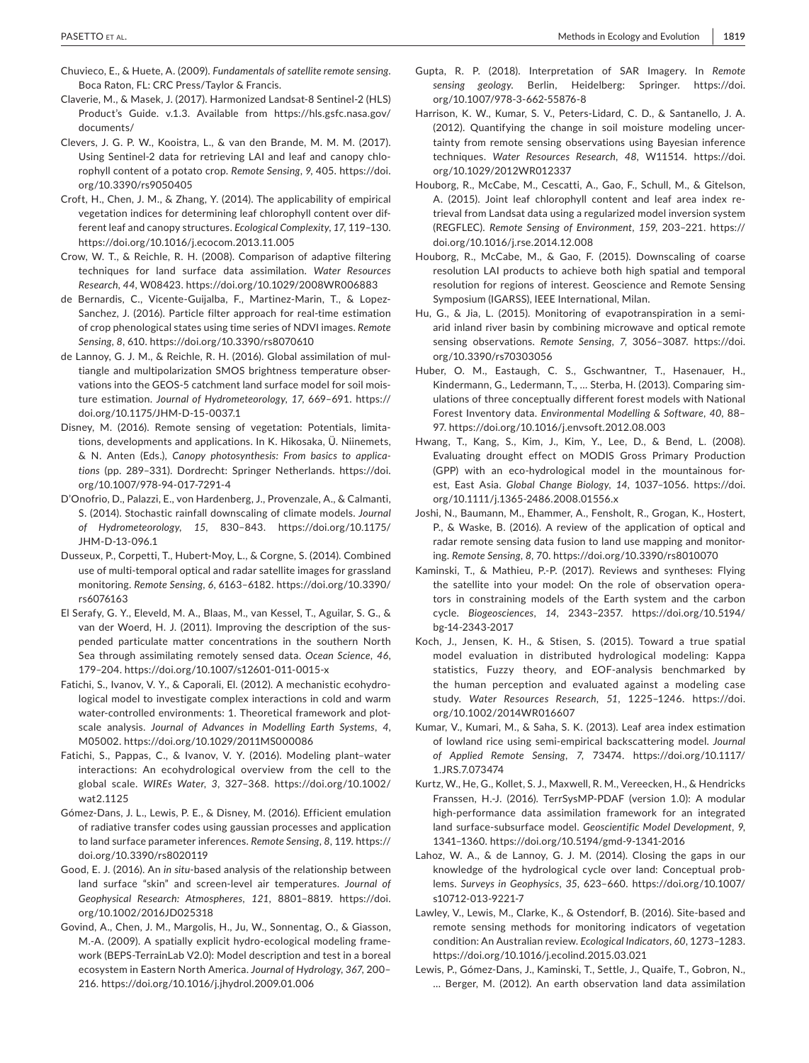Chuvieco, E., & Huete, A. (2009). *Fundamentals of satellite remote sensing*. Boca Raton, FL: CRC Press/Taylor & Francis.

Claverie, M., & Masek, J. (2017). Harmonized Landsat-8 Sentinel-2 (HLS) Product's Guide. v.1.3. Available from https://hls.gsfc.nasa.gov/documents/

Clevers, J. G. P. W., Kooistra, L., & van den Brande, M. M. M. (2017). Using Sentinel-2 data for retrieving LAI and leaf and canopy chlorophyll content of a potato crop. *Remote Sensing*, *9*, 405. https://doi.org/10.3390/rs9050405

Croft, H., Chen, J. M., & Zhang, Y. (2014). The applicability of empirical vegetation indices for determining leaf chlorophyll content over different leaf and canopy structures. *Ecological Complexity*, *17*, 119–130. https://doi.org/10.1016/j.ecocom.2013.11.005

Crow, W. T., & Reichle, R. H. (2008). Comparison of adaptive filtering techniques for land surface data assimilation. *Water Resources Research*, *44*, W08423. https://doi.org/10.1029/2008WR006883

de Bernardis, C., Vicente-Guijalba, F., Martinez-Marin, T., & Lopez-Sanchez, J. (2016). Particle filter approach for real-time estimation of crop phenological states using time series of NDVI images. *Remote Sensing*, *8*, 610. https://doi.org/10.3390/rs8070610

de Lannoy, G. J. M., & Reichle, R. H. (2016). Global assimilation of multiangle and multipolarization SMOS brightness temperature observations into the GEOS-5 catchment land surface model for soil moisture estimation. *Journal of Hydrometeorology*, *17*, 669–691. https://doi.org/10.1175/JHM-D-15-0037.1

Disney, M. (2016). Remote sensing of vegetation: Potentials, limitations, developments and applications. In K. Hikosaka, Ü. Niinemets, & N. Anten (Eds.), *Canopy photosynthesis: From basics to applications* (pp. 289–331). Dordrecht: Springer Netherlands. https://doi.org/10.1007/978-94-017-7291-4

D'Onofrio, D., Palazzi, E., von Hardenberg, J., Provenzale, A., & Calmanti, S. (2014). Stochastic rainfall downscaling of climate models. *Journal of Hydrometeorology*, *15*, 830–843. https://doi.org/10.1175/JHM-D-13-096.1

Dusseux, P., Corpetti, T., Hubert-Moy, L., & Corgne, S. (2014). Combined use of multi-temporal optical and radar satellite images for grassland monitoring. *Remote Sensing*, *6*, 6163–6182. https://doi.org/10.3390/rs6076163

El Serafy, G. Y., Eleveld, M. A., Blaas, M., van Kessel, T., Aguilar, S. G., & van der Woerd, H. J. (2011). Improving the description of the suspended particulate matter concentrations in the southern North Sea through assimilating remotely sensed data. *Ocean Science*, *46*, 179–204. https://doi.org/10.1007/s12601-011-0015-x

Fatichi, S., Ivanov, V. Y., & Caporali, El. (2012). A mechanistic ecohydrological model to investigate complex interactions in cold and warm water-controlled environments: 1. Theoretical framework and plot-scale analysis. *Journal of Advances in Modelling Earth Systems*, *4*, M05002. https://doi.org/10.1029/2011MS000086

Fatichi, S., Pappas, C., & Ivanov, V. Y. (2016). Modeling plant–water interactions: An ecohydrological overview from the cell to the global scale. *WIREs Water*, *3*, 327–368. https://doi.org/10.1002/wat2.1125

Gómez-Dans, J. L., Lewis, P. E., & Disney, M. (2016). Efficient emulation of radiative transfer codes using gaussian processes and application to land surface parameter inferences. *Remote Sensing*, *8*, 119. https://doi.org/10.3390/rs8020119

Good, E. J. (2016). An *in situ*-based analysis of the relationship between land surface "skin" and screen-level air temperatures. *Journal of Geophysical Research: Atmospheres*, *121*, 8801–8819. https://doi.org/10.1002/2016JD025318

Govind, A., Chen, J. M., Margolis, H., Ju, W., Sonnentag, O., & Giasson, M.-A. (2009). A spatially explicit hydro-ecological modeling framework (BEPS-TerrainLab V2.0): Model description and test in a boreal ecosystem in Eastern North America. *Journal of Hydrology*, *367*, 200–216. https://doi.org/10.1016/j.jhydrol.2009.01.006

Gupta, R. P. (2018). Interpretation of SAR Imagery. In *Remote sensing geology*. Berlin, Heidelberg: Springer. https://doi.org/10.1007/978-3-662-55876-8

Harrison, K. W., Kumar, S. V., Peters-Lidard, C. D., & Santanello, J. A. (2012). Quantifying the change in soil moisture modeling uncertainty from remote sensing observations using Bayesian inference techniques. *Water Resources Research*, *48*, W11514. https://doi.org/10.1029/2012WR012337

Houborg, R., McCabe, M., Cescatti, A., Gao, F., Schull, M., & Gitelson, A. (2015). Joint leaf chlorophyll content and leaf area index retrieval from Landsat data using a regularized model inversion system (REGFLEC). *Remote Sensing of Environment*, *159*, 203–221. https://doi.org/10.1016/j.rse.2014.12.008

Houborg, R., McCabe, M., & Gao, F. (2015). Downscaling of coarse resolution LAI products to achieve both high spatial and temporal resolution for regions of interest. Geoscience and Remote Sensing Symposium (IGARSS), IEEE International, Milan.

Hu, G., & Jia, L. (2015). Monitoring of evapotranspiration in a semi-arid inland river basin by combining microwave and optical remote sensing observations. *Remote Sensing*, *7*, 3056–3087. https://doi.org/10.3390/rs70303056

Huber, O. M., Eastaugh, C. S., Gschwantner, T., Hasenauer, H., Kindermann, G., Ledermann, T., … Sterba, H. (2013). Comparing simulations of three conceptually different forest models with National Forest Inventory data. *Environmental Modelling & Software*, *40*, 88–97. https://doi.org/10.1016/j.envsoft.2012.08.003

Hwang, T., Kang, S., Kim, J., Kim, Y., Lee, D., & Bend, L. (2008). Evaluating drought effect on MODIS Gross Primary Production (GPP) with an eco-hydrological model in the mountainous forest, East Asia. *Global Change Biology*, *14*, 1037–1056. https://doi.org/10.1111/j.1365-2486.2008.01556.x

Joshi, N., Baumann, M., Ehammer, A., Fensholt, R., Grogan, K., Hostert, P., & Waske, B. (2016). A review of the application of optical and radar remote sensing data fusion to land use mapping and monitoring. *Remote Sensing*, *8*, 70. https://doi.org/10.3390/rs8010070

Kaminski, T., & Mathieu, P.-P. (2017). Reviews and syntheses: Flying the satellite into your model: On the role of observation operators in constraining models of the Earth system and the carbon cycle. *Biogeosciences*, *14*, 2343–2357. https://doi.org/10.5194/bg-14-2343-2017

Koch, J., Jensen, K. H., & Stisen, S. (2015). Toward a true spatial model evaluation in distributed hydrological modeling: Kappa statistics, Fuzzy theory, and EOF-analysis benchmarked by the human perception and evaluated against a modeling case study. *Water Resources Research*, *51*, 1225–1246. https://doi.org/10.1002/2014WR016607

Kumar, V., Kumari, M., & Saha, S. K. (2013). Leaf area index estimation of lowland rice using semi-empirical backscattering model. *Journal of Applied Remote Sensing*, *7*, 73474. https://doi.org/10.1117/1.JRS.7.073474

Kurtz, W., He, G., Kollet, S. J., Maxwell, R. M., Vereecken, H., & Hendricks Franssen, H.-J. (2016). TerrSysMP-PDAF (version 1.0): A modular high-performance data assimilation framework for an integrated land surface-subsurface model. *Geoscientific Model Development*, *9*, 1341–1360. https://doi.org/10.5194/gmd-9-1341-2016

Lahoz, W. A., & de Lannoy, G. J. M. (2014). Closing the gaps in our knowledge of the hydrological cycle over land: Conceptual problems. *Surveys in Geophysics*, *35*, 623–660. https://doi.org/10.1007/s10712-013-9221-7

Lawley, V., Lewis, M., Clarke, K., & Ostendorf, B. (2016). Site-based and remote sensing methods for monitoring indicators of vegetation condition: An Australian review. *Ecological Indicators*, *60*, 1273–1283. https://doi.org/10.1016/j.ecolind.2015.03.021

Lewis, P., Gómez-Dans, J., Kaminski, T., Settle, J., Quaife, T., Gobron, N., … Berger, M. (2012). An earth observation land data assimilation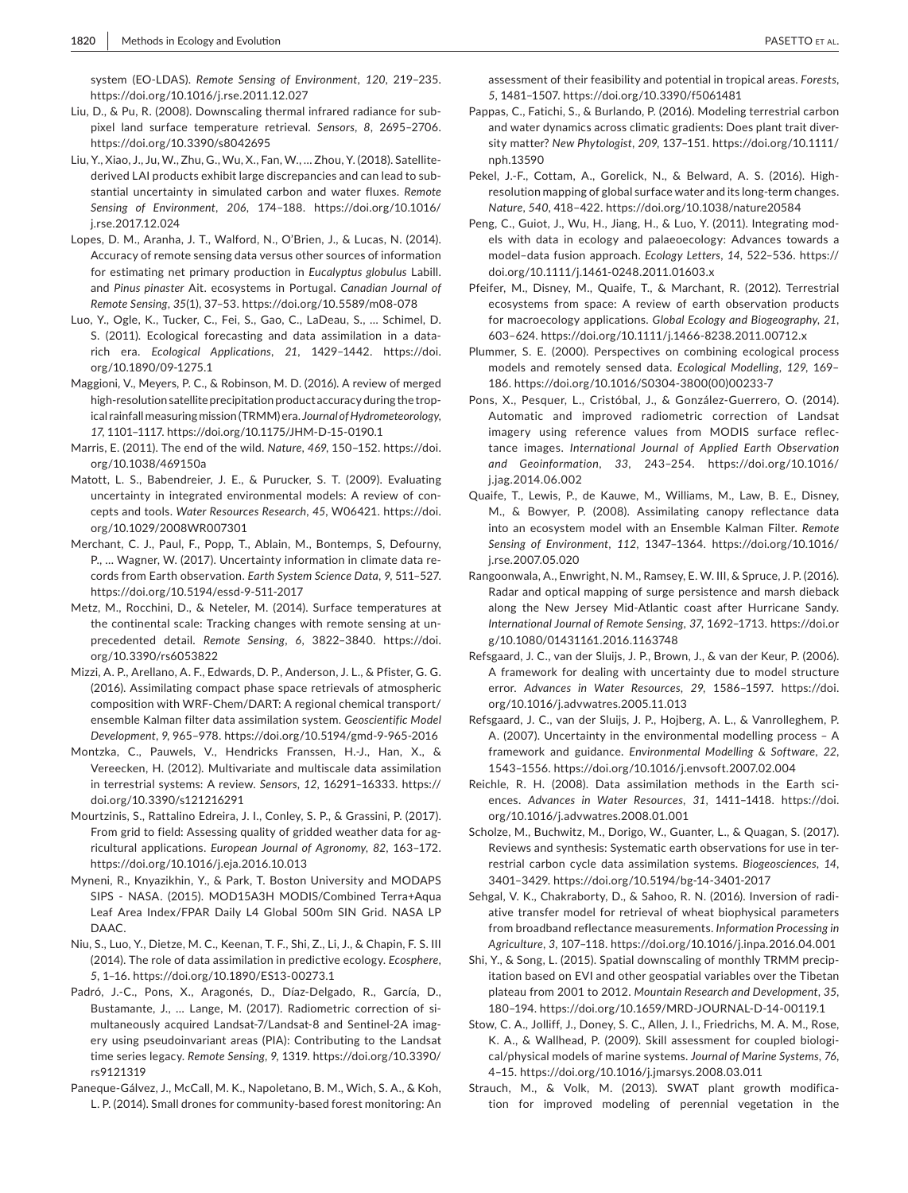system (EO-LDAS). *Remote Sensing of Environment*, *120*, 219–235. https://doi.org/10.1016/j.rse.2011.12.027

Liu, D., & Pu, R. (2008). Downscaling thermal infrared radiance for subpixel land surface temperature retrieval. *Sensors*, *8*, 2695–2706. https://doi.org/10.3390/s8042695

Liu, Y., Xiao, J., Ju, W., Zhu, G., Wu, X., Fan, W., … Zhou, Y. (2018). Satellite-derived LAI products exhibit large discrepancies and can lead to substantial uncertainty in simulated carbon and water fluxes. *Remote Sensing of Environment*, *206*, 174–188. https://doi.org/10.1016/j.rse.2017.12.024

Lopes, D. M., Aranha, J. T., Walford, N., O'Brien, J., & Lucas, N. (2014). Accuracy of remote sensing data versus other sources of information for estimating net primary production in *Eucalyptus globulus* Labill. and *Pinus pinaster* Ait. ecosystems in Portugal. *Canadian Journal of Remote Sensing*, *35*(1), 37–53. https://doi.org/10.5589/m08-078

Luo, Y., Ogle, K., Tucker, C., Fei, S., Gao, C., LaDeau, S., … Schimel, D. S. (2011). Ecological forecasting and data assimilation in a data-rich era. *Ecological Applications*, *21*, 1429–1442. https://doi.org/10.1890/09-1275.1

Maggioni, V., Meyers, P. C., & Robinson, M. D. (2016). A review of merged high-resolution satellite precipitation product accuracy during the tropical rainfall measuring mission (TRMM) era. *Journal of Hydrometeorology*, *17*, 1101–1117. https://doi.org/10.1175/JHM-D-15-0190.1

Marris, E. (2011). The end of the wild. *Nature*, *469*, 150–152. https://doi.org/10.1038/469150a

Matott, L. S., Babendreier, J. E., & Purucker, S. T. (2009). Evaluating uncertainty in integrated environmental models: A review of concepts and tools. *Water Resources Research*, *45*, W06421. https://doi.org/10.1029/2008WR007301

Merchant, C. J., Paul, F., Popp, T., Ablain, M., Bontemps, S, Defourny, P., … Wagner, W. (2017). Uncertainty information in climate data records from Earth observation. *Earth System Science Data*, *9*, 511–527. https://doi.org/10.5194/essd-9-511-2017

Metz, M., Rocchini, D., & Neteler, M. (2014). Surface temperatures at the continental scale: Tracking changes with remote sensing at unprecedented detail. *Remote Sensing*, *6*, 3822–3840. https://doi.org/10.3390/rs6053822

Mizzi, A. P., Arellano, A. F., Edwards, D. P., Anderson, J. L., & Pfister, G. G. (2016). Assimilating compact phase space retrievals of atmospheric composition with WRF-Chem/DART: A regional chemical transport/ensemble Kalman filter data assimilation system. *Geoscientific Model Development*, *9*, 965–978. https://doi.org/10.5194/gmd-9-965-2016

Montzka, C., Pauwels, V., Hendricks Franssen, H.-J., Han, X., & Vereecken, H. (2012). Multivariate and multiscale data assimilation in terrestrial systems: A review. *Sensors*, *12*, 16291–16333. https://doi.org/10.3390/s121216291

Mourtzinis, S., Rattalino Edreira, J. I., Conley, S. P., & Grassini, P. (2017). From grid to field: Assessing quality of gridded weather data for agricultural applications. *European Journal of Agronomy*, *82*, 163–172. https://doi.org/10.1016/j.eja.2016.10.013

Myneni, R., Knyazikhin, Y., & Park, T. Boston University and MODAPS SIPS - NASA. (2015). MOD15A3H MODIS/Combined Terra+Aqua Leaf Area Index/FPAR Daily L4 Global 500m SIN Grid. NASA LP DAAC.

Niu, S., Luo, Y., Dietze, M. C., Keenan, T. F., Shi, Z., Li, J., & Chapin, F. S. III (2014). The role of data assimilation in predictive ecology. *Ecosphere*, *5*, 1–16. https://doi.org/10.1890/ES13-00273.1

Padró, J.-C., Pons, X., Aragonés, D., Díaz-Delgado, R., García, D., Bustamante, J., … Lange, M. (2017). Radiometric correction of simultaneously acquired Landsat-7/Landsat-8 and Sentinel-2A imagery using pseudoinvariant areas (PIA): Contributing to the Landsat time series legacy. *Remote Sensing*, *9*, 1319. https://doi.org/10.3390/rs9121319

Paneque-Gálvez, J., McCall, M. K., Napoletano, B. M., Wich, S. A., & Koh, L. P. (2014). Small drones for community-based forest monitoring: An assessment of their feasibility and potential in tropical areas. *Forests*, *5*, 1481–1507. https://doi.org/10.3390/f5061481

Pappas, C., Fatichi, S., & Burlando, P. (2016). Modeling terrestrial carbon and water dynamics across climatic gradients: Does plant trait diversity matter? *New Phytologist*, *209*, 137–151. https://doi.org/10.1111/nph.13590

Pekel, J.-F., Cottam, A., Gorelick, N., & Belward, A. S. (2016). High-resolution mapping of global surface water and its long-term changes. *Nature*, *540*, 418–422. https://doi.org/10.1038/nature20584

Peng, C., Guiot, J., Wu, H., Jiang, H., & Luo, Y. (2011). Integrating models with data in ecology and palaeoecology: Advances towards a model–data fusion approach. *Ecology Letters*, *14*, 522–536. https://doi.org/10.1111/j.1461-0248.2011.01603.x

Pfeifer, M., Disney, M., Quaife, T., & Marchant, R. (2012). Terrestrial ecosystems from space: A review of earth observation products for macroecology applications. *Global Ecology and Biogeography*, *21*, 603–624. https://doi.org/10.1111/j.1466-8238.2011.00712.x

Plummer, S. E. (2000). Perspectives on combining ecological process models and remotely sensed data. *Ecological Modelling*, *129*, 169–186. https://doi.org/10.1016/S0304-3800(00)00233-7

Pons, X., Pesquer, L., Cristóbal, J., & González-Guerrero, O. (2014). Automatic and improved radiometric correction of Landsat imagery using reference values from MODIS surface reflectance images. *International Journal of Applied Earth Observation and Geoinformation*, *33*, 243–254. https://doi.org/10.1016/j.jag.2014.06.002

Quaife, T., Lewis, P., de Kauwe, M., Williams, M., Law, B. E., Disney, M., & Bowyer, P. (2008). Assimilating canopy reflectance data into an ecosystem model with an Ensemble Kalman Filter. *Remote Sensing of Environment*, *112*, 1347–1364. https://doi.org/10.1016/j.rse.2007.05.020

Rangoonwala, A., Enwright, N. M., Ramsey, E. W. III, & Spruce, J. P. (2016). Radar and optical mapping of surge persistence and marsh dieback along the New Jersey Mid-Atlantic coast after Hurricane Sandy. *International Journal of Remote Sensing*, *37*, 1692–1713. https://doi.org/10.1080/01431161.2016.1163748

Refsgaard, J. C., van der Sluijs, J. P., Brown, J., & van der Keur, P. (2006). A framework for dealing with uncertainty due to model structure error. *Advances in Water Resources*, *29*, 1586–1597. https://doi.org/10.1016/j.advwatres.2005.11.013

Refsgaard, J. C., van der Sluijs, J. P., Hojberg, A. L., & Vanrolleghem, P. A. (2007). Uncertainty in the environmental modelling process – A framework and guidance. *Environmental Modelling & Software*, *22*, 1543–1556. https://doi.org/10.1016/j.envsoft.2007.02.004

Reichle, R. H. (2008). Data assimilation methods in the Earth sciences. *Advances in Water Resources*, *31*, 1411–1418. https://doi.org/10.1016/j.advwatres.2008.01.001

Scholze, M., Buchwitz, M., Dorigo, W., Guanter, L., & Quagan, S. (2017). Reviews and synthesis: Systematic earth observations for use in terrestrial carbon cycle data assimilation systems. *Biogeosciences*, *14*, 3401–3429. https://doi.org/10.5194/bg-14-3401-2017

Sehgal, V. K., Chakraborty, D., & Sahoo, R. N. (2016). Inversion of radiative transfer model for retrieval of wheat biophysical parameters from broadband reflectance measurements. *Information Processing in Agriculture*, *3*, 107–118. https://doi.org/10.1016/j.inpa.2016.04.001

Shi, Y., & Song, L. (2015). Spatial downscaling of monthly TRMM precipitation based on EVI and other geospatial variables over the Tibetan plateau from 2001 to 2012. *Mountain Research and Development*, *35*, 180–194. https://doi.org/10.1659/MRD-JOURNAL-D-14-00119.1

Stow, C. A., Jolliff, J., Doney, S. C., Allen, J. I., Friedrichs, M. A. M., Rose, K. A., & Wallhead, P. (2009). Skill assessment for coupled biological/physical models of marine systems. *Journal of Marine Systems*, *76*, 4–15. https://doi.org/10.1016/j.jmarsys.2008.03.011

Strauch, M., & Volk, M. (2013). SWAT plant growth modification for improved modeling of perennial vegetation in the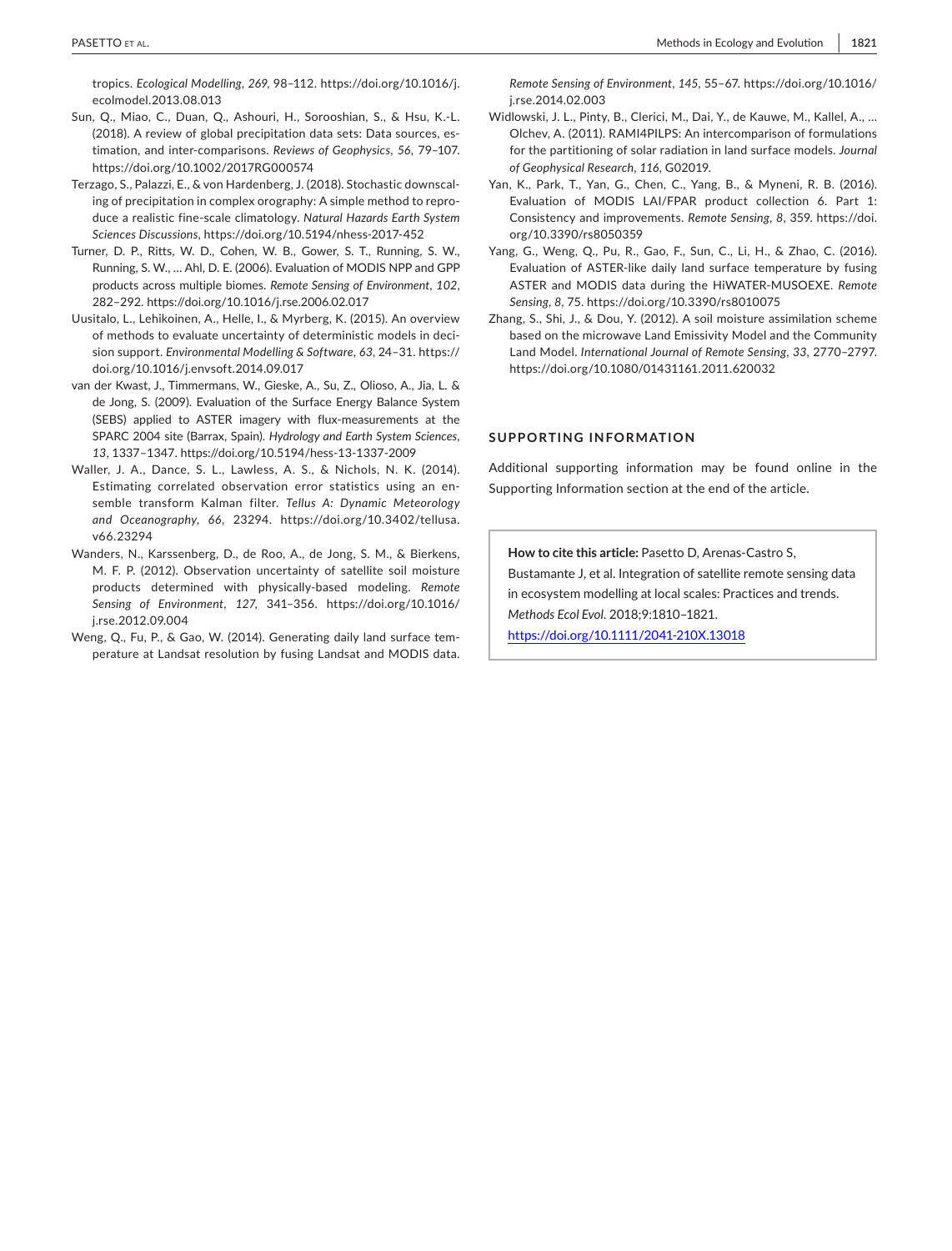tropics. *Ecological Modelling*, *269*, 98–112. https://doi.org/10.1016/j.ecolmodel.2013.08.013

Sun, Q., Miao, C., Duan, Q., Ashouri, H., Sorooshian, S., & Hsu, K.-L. (2018). A review of global precipitation data sets: Data sources, estimation, and inter-comparisons. *Reviews of Geophysics*, *56*, 79–107. https://doi.org/10.1002/2017RG000574

Terzago, S., Palazzi, E., & von Hardenberg, J. (2018). Stochastic downscaling of precipitation in complex orography: A simple method to reproduce a realistic fine-scale climatology. *Natural Hazards Earth System Sciences Discussions*, https://doi.org/10.5194/nhess-2017-452

Turner, D. P., Ritts, W. D., Cohen, W. B., Gower, S. T., Running, S. W., Running, S. W., … Ahl, D. E. (2006). Evaluation of MODIS NPP and GPP products across multiple biomes. *Remote Sensing of Environment*, *102*, 282–292. https://doi.org/10.1016/j.rse.2006.02.017

Uusitalo, L., Lehikoinen, A., Helle, I., & Myrberg, K. (2015). An overview of methods to evaluate uncertainty of deterministic models in decision support. *Environmental Modelling & Software*, *63*, 24–31. https://doi.org/10.1016/j.envsoft.2014.09.017

van der Kwast, J., Timmermans, W., Gieske, A., Su, Z., Olioso, A., Jia, L. & de Jong, S. (2009). Evaluation of the Surface Energy Balance System (SEBS) applied to ASTER imagery with flux-measurements at the SPARC 2004 site (Barrax, Spain). *Hydrology and Earth System Sciences*, *13*, 1337–1347. https://doi.org/10.5194/hess-13-1337-2009

Waller, J. A., Dance, S. L., Lawless, A. S., & Nichols, N. K. (2014). Estimating correlated observation error statistics using an ensemble transform Kalman filter. *Tellus A: Dynamic Meteorology and Oceanography*, *66*, 23294. https://doi.org/10.3402/tellusa.v66.23294

Wanders, N., Karssenberg, D., de Roo, A., de Jong, S. M., & Bierkens, M. F. P. (2012). Observation uncertainty of satellite soil moisture products determined with physically-based modeling. *Remote Sensing of Environment*, *127*, 341–356. https://doi.org/10.1016/j.rse.2012.09.004

Weng, Q., Fu, P., & Gao, W. (2014). Generating daily land surface temperature at Landsat resolution by fusing Landsat and MODIS data. *Remote Sensing of Environment*, *145*, 55–67. https://doi.org/10.1016/j.rse.2014.02.003

Widlowski, J. L., Pinty, B., Clerici, M., Dai, Y., de Kauwe, M., Kallel, A., … Olchev, A. (2011). RAMI4PILPS: An intercomparison of formulations for the partitioning of solar radiation in land surface models. *Journal of Geophysical Research*, *116*, G02019.

Yan, K., Park, T., Yan, G., Chen, C., Yang, B., & Myneni, R. B. (2016). Evaluation of MODIS LAI/FPAR product collection 6. Part 1: Consistency and improvements. *Remote Sensing*, *8*, 359. https://doi.org/10.3390/rs8050359

Yang, G., Weng, Q., Pu, R., Gao, F., Sun, C., Li, H., & Zhao, C. (2016). Evaluation of ASTER-like daily land surface temperature by fusing ASTER and MODIS data during the HiWATER-MUSOEXE. *Remote Sensing*, *8*, 75. https://doi.org/10.3390/rs8010075

Zhang, S., Shi, J., & Dou, Y. (2012). A soil moisture assimilation scheme based on the microwave Land Emissivity Model and the Community Land Model. *International Journal of Remote Sensing*, *33*, 2770–2797. https://doi.org/10.1080/01431161.2011.620032

## SUPPORTING INFORMATION

Additional supporting information may be found online in the Supporting Information section at the end of the article.

**How to cite this article:** Pasetto D, Arenas-Castro S, Bustamante J, et al. Integration of satellite remote sensing data in ecosystem modelling at local scales: Practices and trends. *Methods Ecol Evol*. 2018;9:1810–1821. https://doi.org/10.1111/2041-210X.13018